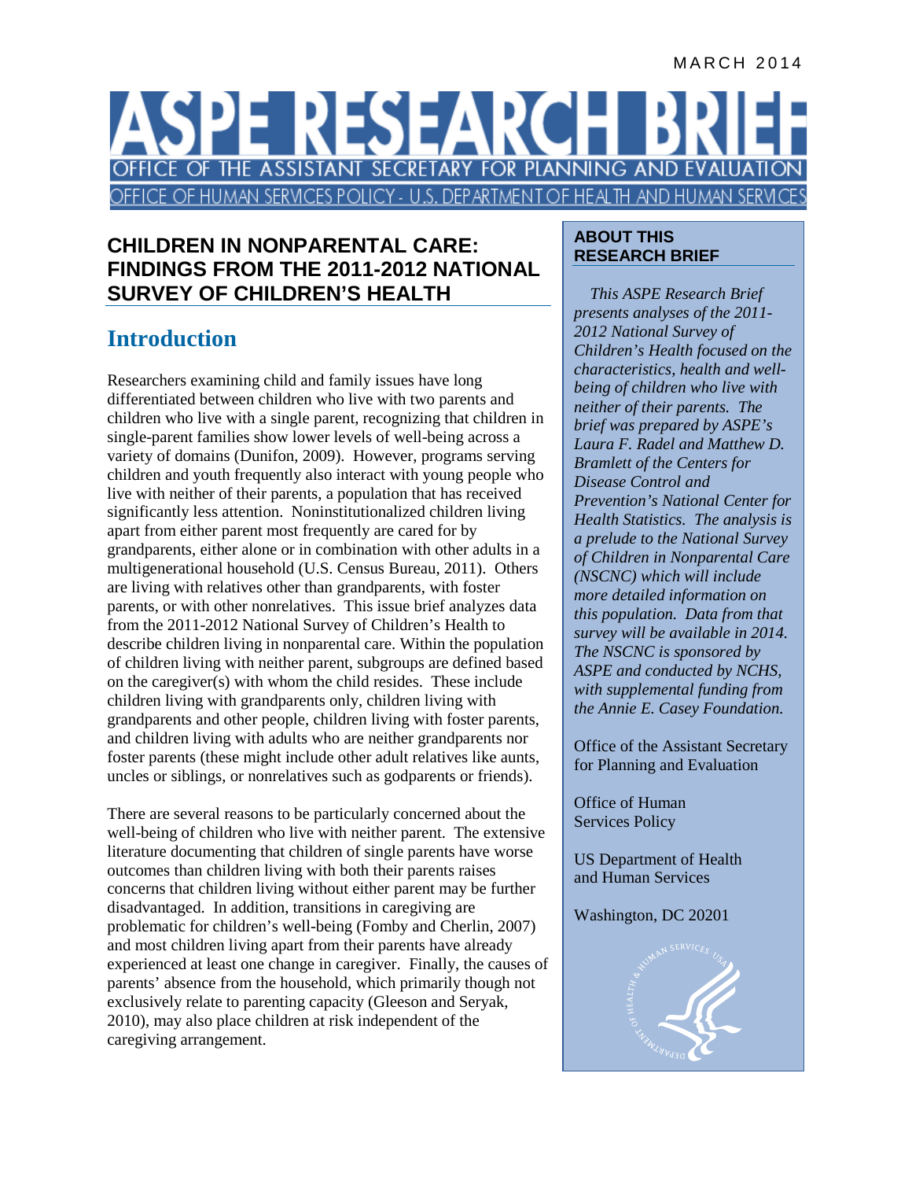MARCH 2014

# ASPE RESEARCH BRIEF

OFFICE OF THE ASSISTANT SECRETARY FOR PLANNING AND EVALUATION

OFFICE OF HUMAN SERVICES POLICY - U.S. DEPARTMENT OF HEALTH AND HUMAN SERVICES

## CHILDREN IN NONPARENTAL CARE: FINDINGS FROM THE 2011-2012 NATIONAL SURVEY OF CHILDREN'S HEALTH

## Introduction

Researchers examining child and family issues have long differentiated between children who live with two parents and children who live with a single parent, recognizing that children in single-parent families show lower levels of well-being across a variety of domains (Dunifon, 2009). However, programs serving children and youth frequently also interact with young people who live with neither of their parents, a population that has received significantly less attention. Noninstitutionalized children living apart from either parent most frequently are cared for by grandparents, either alone or in combination with other adults in a multigenerational household (U.S. Census Bureau, 2011). Others are living with relatives other than grandparents, with foster parents, or with other nonrelatives. This issue brief analyzes data from the 2011-2012 National Survey of Children's Health to describe children living in nonparental care. Within the population of children living with neither parent, subgroups are defined based on the caregiver(s) with whom the child resides. These include children living with grandparents only, children living with grandparents and other people, children living with foster parents, and children living with adults who are neither grandparents nor foster parents (these might include other adult relatives like aunts, uncles or siblings, or nonrelatives such as godparents or friends).

There are several reasons to be particularly concerned about the well-being of children who live with neither parent. The extensive literature documenting that children of single parents have worse outcomes than children living with both their parents raises concerns that children living without either parent may be further disadvantaged. In addition, transitions in caregiving are problematic for children's well-being (Fomby and Cherlin, 2007) and most children living apart from their parents have already experienced at least one change in caregiver. Finally, the causes of parents' absence from the household, which primarily though not exclusively relate to parenting capacity (Gleeson and Seryak, 2010), may also place children at risk independent of the caregiving arrangement.

### ABOUT THIS RESEARCH BRIEF

*This ASPE Research Brief presents analyses of the 2011-2012 National Survey of Children's Health focused on the characteristics, health and well-being of children who live with neither of their parents. The brief was prepared by ASPE's Laura F. Radel and Matthew D. Bramlett of the Centers for Disease Control and Prevention's National Center for Health Statistics. The analysis is a prelude to the National Survey of Children in Nonparental Care (NSCNC) which will include more detailed information on this population. Data from that survey will be available in 2014. The NSCNC is sponsored by ASPE and conducted by NCHS, with supplemental funding from the Annie E. Casey Foundation.*

Office of the Assistant Secretary for Planning and Evaluation

Office of Human Services Policy

US Department of Health and Human Services

Washington, DC 20201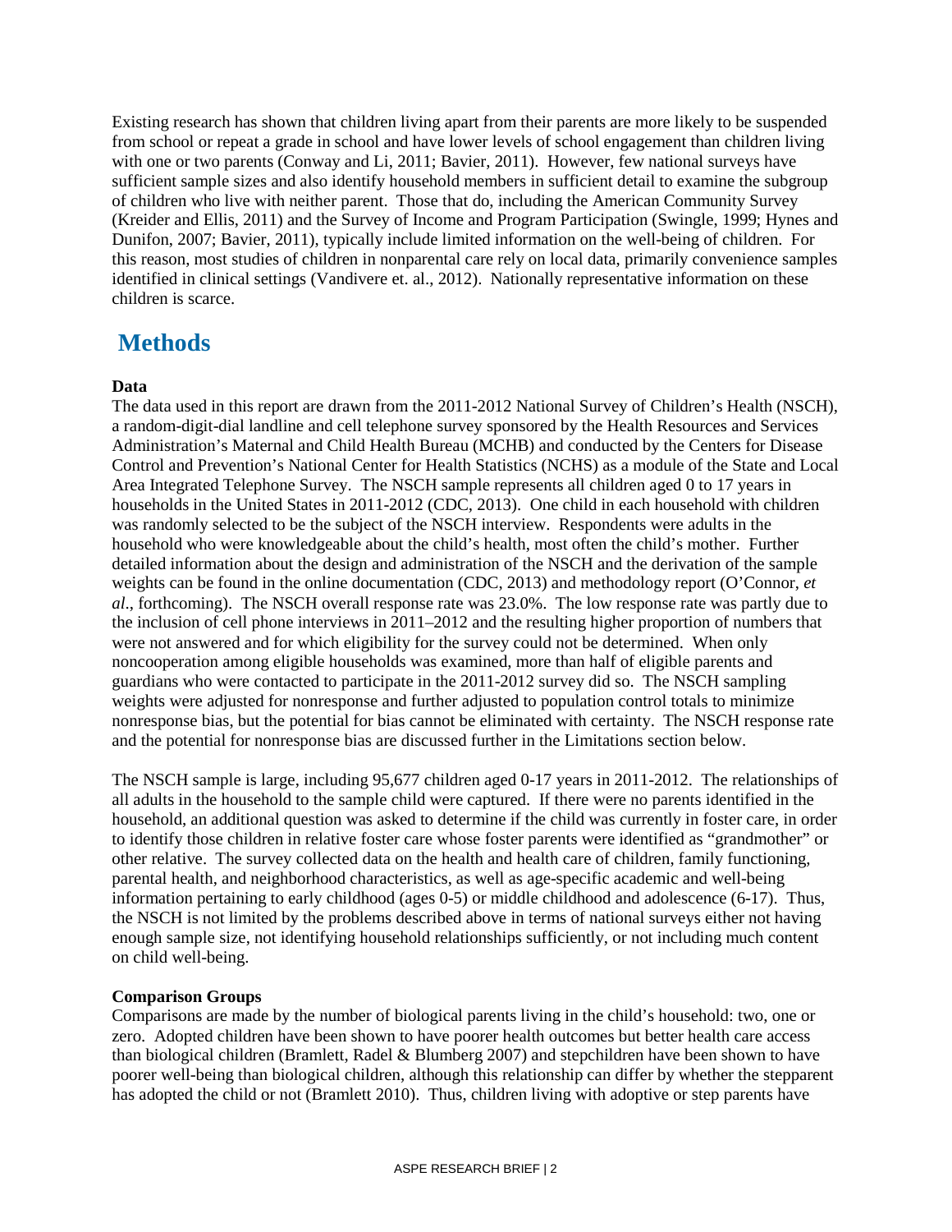Existing research has shown that children living apart from their parents are more likely to be suspended from school or repeat a grade in school and have lower levels of school engagement than children living with one or two parents (Conway and Li, 2011; Bavier, 2011). However, few national surveys have sufficient sample sizes and also identify household members in sufficient detail to examine the subgroup of children who live with neither parent. Those that do, including the American Community Survey (Kreider and Ellis, 2011) and the Survey of Income and Program Participation (Swingle, 1999; Hynes and Dunifon, 2007; Bavier, 2011), typically include limited information on the well-being of children. For this reason, most studies of children in nonparental care rely on local data, primarily convenience samples identified in clinical settings (Vandivere et. al., 2012). Nationally representative information on these children is scarce.

## Methods

**Data**

The data used in this report are drawn from the 2011-2012 National Survey of Children's Health (NSCH), a random-digit-dial landline and cell telephone survey sponsored by the Health Resources and Services Administration's Maternal and Child Health Bureau (MCHB) and conducted by the Centers for Disease Control and Prevention's National Center for Health Statistics (NCHS) as a module of the State and Local Area Integrated Telephone Survey. The NSCH sample represents all children aged 0 to 17 years in households in the United States in 2011-2012 (CDC, 2013). One child in each household with children was randomly selected to be the subject of the NSCH interview. Respondents were adults in the household who were knowledgeable about the child's health, most often the child's mother. Further detailed information about the design and administration of the NSCH and the derivation of the sample weights can be found in the online documentation (CDC, 2013) and methodology report (O'Connor, *et al*., forthcoming). The NSCH overall response rate was 23.0%. The low response rate was partly due to the inclusion of cell phone interviews in 2011–2012 and the resulting higher proportion of numbers that were not answered and for which eligibility for the survey could not be determined. When only noncooperation among eligible households was examined, more than half of eligible parents and guardians who were contacted to participate in the 2011-2012 survey did so. The NSCH sampling weights were adjusted for nonresponse and further adjusted to population control totals to minimize nonresponse bias, but the potential for bias cannot be eliminated with certainty. The NSCH response rate and the potential for nonresponse bias are discussed further in the Limitations section below.

The NSCH sample is large, including 95,677 children aged 0-17 years in 2011-2012. The relationships of all adults in the household to the sample child were captured. If there were no parents identified in the household, an additional question was asked to determine if the child was currently in foster care, in order to identify those children in relative foster care whose foster parents were identified as "grandmother" or other relative. The survey collected data on the health and health care of children, family functioning, parental health, and neighborhood characteristics, as well as age-specific academic and well-being information pertaining to early childhood (ages 0-5) or middle childhood and adolescence (6-17). Thus, the NSCH is not limited by the problems described above in terms of national surveys either not having enough sample size, not identifying household relationships sufficiently, or not including much content on child well-being.

**Comparison Groups**

Comparisons are made by the number of biological parents living in the child's household: two, one or zero. Adopted children have been shown to have poorer health outcomes but better health care access than biological children (Bramlett, Radel & Blumberg 2007) and stepchildren have been shown to have poorer well-being than biological children, although this relationship can differ by whether the stepparent has adopted the child or not (Bramlett 2010). Thus, children living with adoptive or step parents have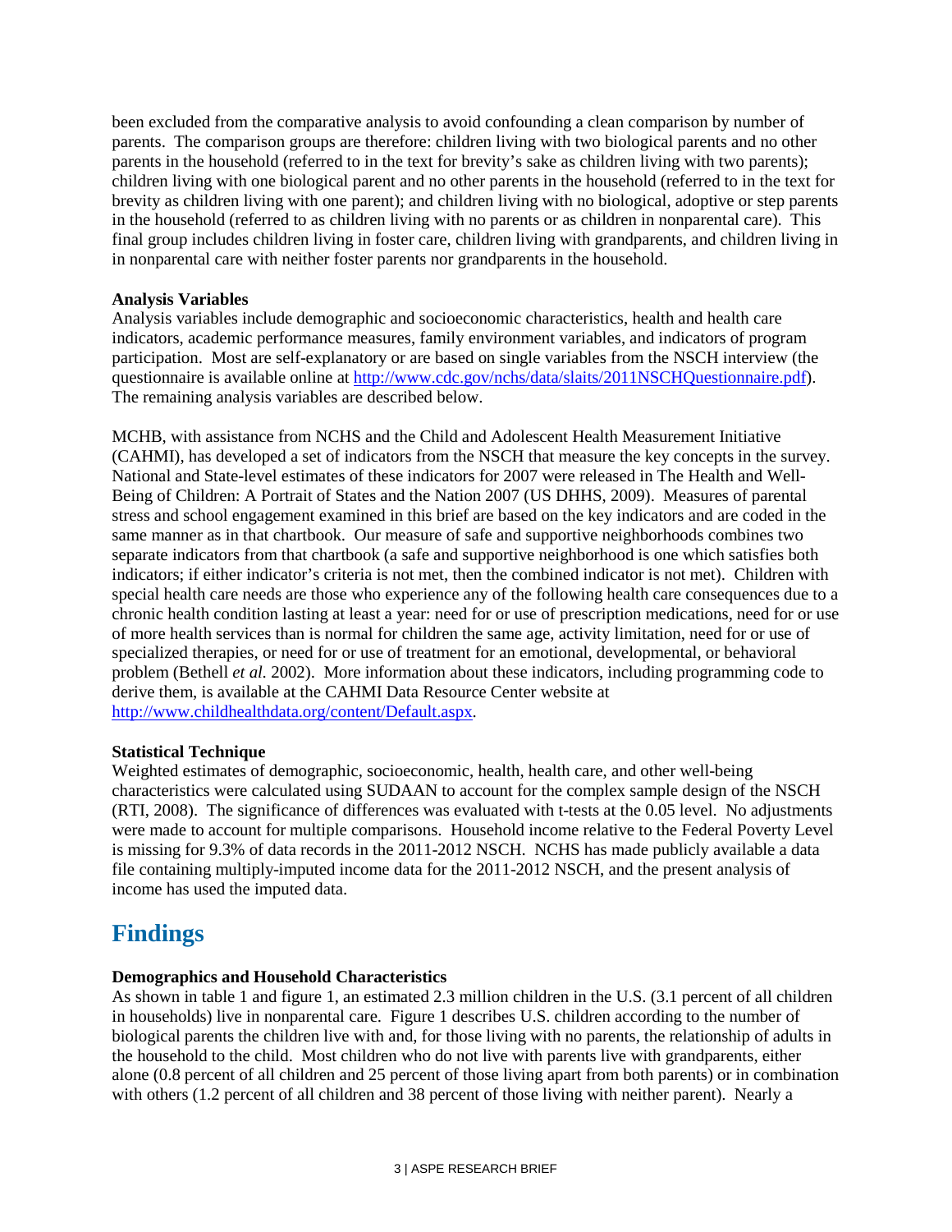been excluded from the comparative analysis to avoid confounding a clean comparison by number of parents. The comparison groups are therefore: children living with two biological parents and no other parents in the household (referred to in the text for brevity's sake as children living with two parents); children living with one biological parent and no other parents in the household (referred to in the text for brevity as children living with one parent); and children living with no biological, adoptive or step parents in the household (referred to as children living with no parents or as children in nonparental care). This final group includes children living in foster care, children living with grandparents, and children living in in nonparental care with neither foster parents nor grandparents in the household.

**Analysis Variables**

Analysis variables include demographic and socioeconomic characteristics, health and health care indicators, academic performance measures, family environment variables, and indicators of program participation. Most are self-explanatory or are based on single variables from the NSCH interview (the questionnaire is available online at http://www.cdc.gov/nchs/data/slaits/2011NSCHQuestionnaire.pdf). The remaining analysis variables are described below.

MCHB, with assistance from NCHS and the Child and Adolescent Health Measurement Initiative (CAHMI), has developed a set of indicators from the NSCH that measure the key concepts in the survey. National and State-level estimates of these indicators for 2007 were released in The Health and Well-Being of Children: A Portrait of States and the Nation 2007 (US DHHS, 2009). Measures of parental stress and school engagement examined in this brief are based on the key indicators and are coded in the same manner as in that chartbook. Our measure of safe and supportive neighborhoods combines two separate indicators from that chartbook (a safe and supportive neighborhood is one which satisfies both indicators; if either indicator's criteria is not met, then the combined indicator is not met). Children with special health care needs are those who experience any of the following health care consequences due to a chronic health condition lasting at least a year: need for or use of prescription medications, need for or use of more health services than is normal for children the same age, activity limitation, need for or use of specialized therapies, or need for or use of treatment for an emotional, developmental, or behavioral problem (Bethell *et al.* 2002). More information about these indicators, including programming code to derive them, is available at the CAHMI Data Resource Center website at http://www.childhealthdata.org/content/Default.aspx.

**Statistical Technique**

Weighted estimates of demographic, socioeconomic, health, health care, and other well-being characteristics were calculated using SUDAAN to account for the complex sample design of the NSCH (RTI, 2008). The significance of differences was evaluated with t-tests at the 0.05 level. No adjustments were made to account for multiple comparisons. Household income relative to the Federal Poverty Level is missing for 9.3% of data records in the 2011-2012 NSCH. NCHS has made publicly available a data file containing multiply-imputed income data for the 2011-2012 NSCH, and the present analysis of income has used the imputed data.

# Findings

**Demographics and Household Characteristics**

As shown in table 1 and figure 1, an estimated 2.3 million children in the U.S. (3.1 percent of all children in households) live in nonparental care. Figure 1 describes U.S. children according to the number of biological parents the children live with and, for those living with no parents, the relationship of adults in the household to the child. Most children who do not live with parents live with grandparents, either alone (0.8 percent of all children and 25 percent of those living apart from both parents) or in combination with others (1.2 percent of all children and 38 percent of those living with neither parent). Nearly a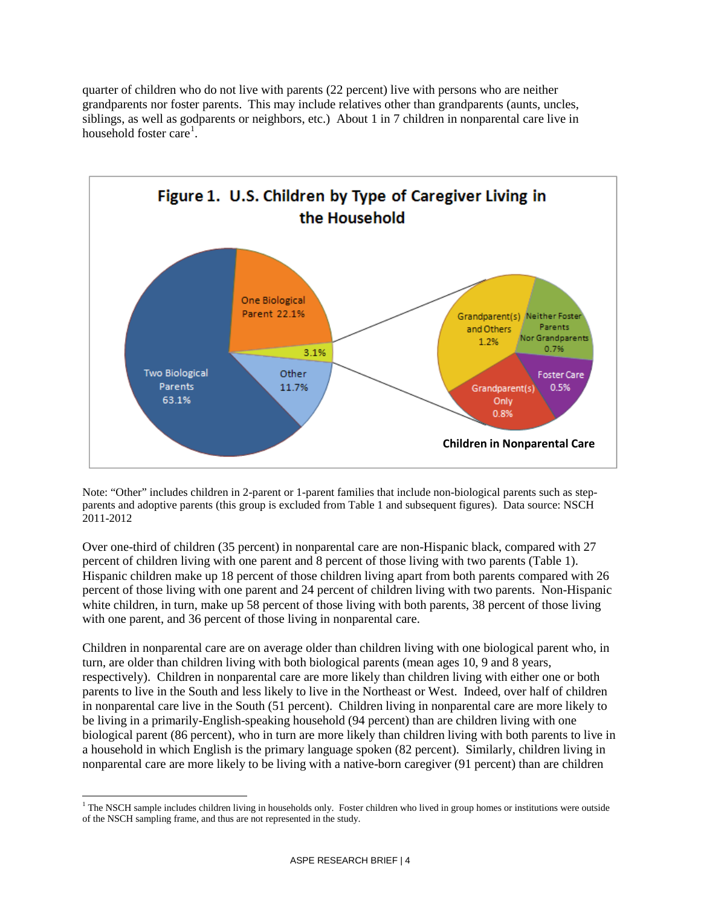quarter of children who do not live with parents (22 percent) live with persons who are neither grandparents nor foster parents. This may include relatives other than grandparents (aunts, uncles, siblings, as well as godparents or neighbors, etc.) About 1 in 7 children in nonparental care live in household foster care[1].

**Figure 1. U.S. Children by Type of Caregiver Living in the Household**

Two Biological Parents 63.1%
One Biological Parent 22.1%
3.1%
Other 11.7%

Children in Nonparental Care
Grandparent(s) and Others 1.2%
Neither Foster Parents Nor Grandparents 0.7%
Foster Care 0.5%
Grandparent(s) Only 0.8%

Note: "Other" includes children in 2-parent or 1-parent families that include non-biological parents such as step-parents and adoptive parents (this group is excluded from Table 1 and subsequent figures). Data source: NSCH 2011-2012

Over one-third of children (35 percent) in nonparental care are non-Hispanic black, compared with 27 percent of children living with one parent and 8 percent of those living with two parents (Table 1). Hispanic children make up 18 percent of those children living apart from both parents compared with 26 percent of those living with one parent and 24 percent of children living with two parents. Non-Hispanic white children, in turn, make up 58 percent of those living with both parents, 38 percent of those living with one parent, and 36 percent of those living in nonparental care.

Children in nonparental care are on average older than children living with one biological parent who, in turn, are older than children living with both biological parents (mean ages 10, 9 and 8 years, respectively). Children in nonparental care are more likely than children living with either one or both parents to live in the South and less likely to live in the Northeast or West. Indeed, over half of children in nonparental care live in the South (51 percent). Children living in nonparental care are more likely to be living in a primarily-English-speaking household (94 percent) than are children living with one biological parent (86 percent), who in turn are more likely than children living with both parents to live in a household in which English is the primary language spoken (82 percent). Similarly, children living in nonparental care are more likely to be living with a native-born caregiver (91 percent) than are children

[1] The NSCH sample includes children living in households only. Foster children who lived in group homes or institutions were outside of the NSCH sampling frame, and thus are not represented in the study.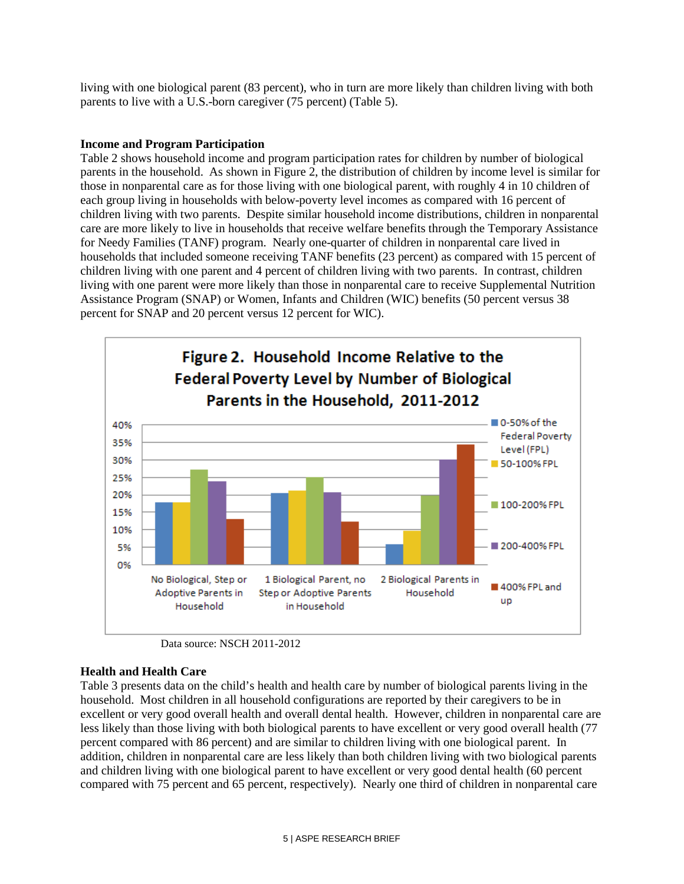living with one biological parent (83 percent), who in turn are more likely than children living with both parents to live with a U.S.-born caregiver (75 percent) (Table 5).

**Income and Program Participation**

Table 2 shows household income and program participation rates for children by number of biological parents in the household. As shown in Figure 2, the distribution of children by income level is similar for those in nonparental care as for those living with one biological parent, with roughly 4 in 10 children of each group living in households with below-poverty level incomes as compared with 16 percent of children living with two parents. Despite similar household income distributions, children in nonparental care are more likely to live in households that receive welfare benefits through the Temporary Assistance for Needy Families (TANF) program. Nearly one-quarter of children in nonparental care lived in households that included someone receiving TANF benefits (23 percent) as compared with 15 percent of children living with one parent and 4 percent of children living with two parents. In contrast, children living with one parent were more likely than those in nonparental care to receive Supplemental Nutrition Assistance Program (SNAP) or Women, Infants and Children (WIC) benefits (50 percent versus 38 percent for SNAP and 20 percent versus 12 percent for WIC).

**Figure 2. Household Income Relative to the Federal Poverty Level by Number of Biological Parents in the Household, 2011-2012**

Data source: NSCH 2011-2012

**Health and Health Care**

Table 3 presents data on the child's health and health care by number of biological parents living in the household. Most children in all household configurations are reported by their caregivers to be in excellent or very good overall health and overall dental health. However, children in nonparental care are less likely than those living with both biological parents to have excellent or very good overall health (77 percent compared with 86 percent) and are similar to children living with one biological parent. In addition, children in nonparental care are less likely than both children living with two biological parents and children living with one biological parent to have excellent or very good dental health (60 percent compared with 75 percent and 65 percent, respectively). Nearly one third of children in nonparental care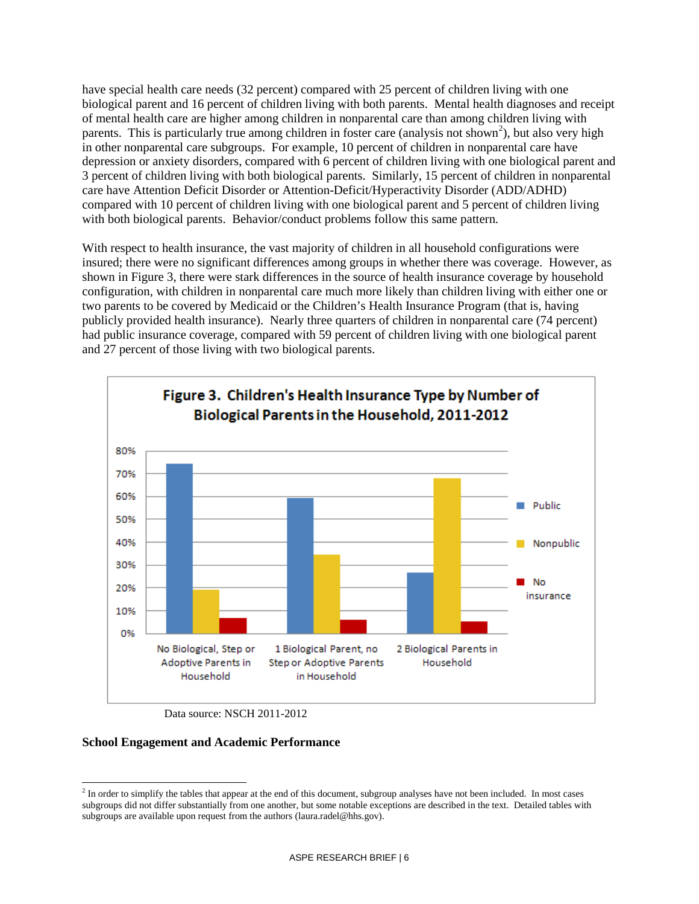have special health care needs (32 percent) compared with 25 percent of children living with one biological parent and 16 percent of children living with both parents. Mental health diagnoses and receipt of mental health care are higher among children in nonparental care than among children living with parents. This is particularly true among children in foster care (analysis not shown[2]), but also very high in other nonparental care subgroups. For example, 10 percent of children in nonparental care have depression or anxiety disorders, compared with 6 percent of children living with one biological parent and 3 percent of children living with both biological parents. Similarly, 15 percent of children in nonparental care have Attention Deficit Disorder or Attention-Deficit/Hyperactivity Disorder (ADD/ADHD) compared with 10 percent of children living with one biological parent and 5 percent of children living with both biological parents. Behavior/conduct problems follow this same pattern.

With respect to health insurance, the vast majority of children in all household configurations were insured; there were no significant differences among groups in whether there was coverage. However, as shown in Figure 3, there were stark differences in the source of health insurance coverage by household configuration, with children in nonparental care much more likely than children living with either one or two parents to be covered by Medicaid or the Children's Health Insurance Program (that is, having publicly provided health insurance). Nearly three quarters of children in nonparental care (74 percent) had public insurance coverage, compared with 59 percent of children living with one biological parent and 27 percent of those living with two biological parents.

**Figure 3. Children's Health Insurance Type by Number of Biological Parents in the Household, 2011-2012**

Data source: NSCH 2011-2012

**School Engagement and Academic Performance**

[2] In order to simplify the tables that appear at the end of this document, subgroup analyses have not been included. In most cases subgroups did not differ substantially from one another, but some notable exceptions are described in the text. Detailed tables with subgroups are available upon request from the authors (laura.radel@hhs.gov).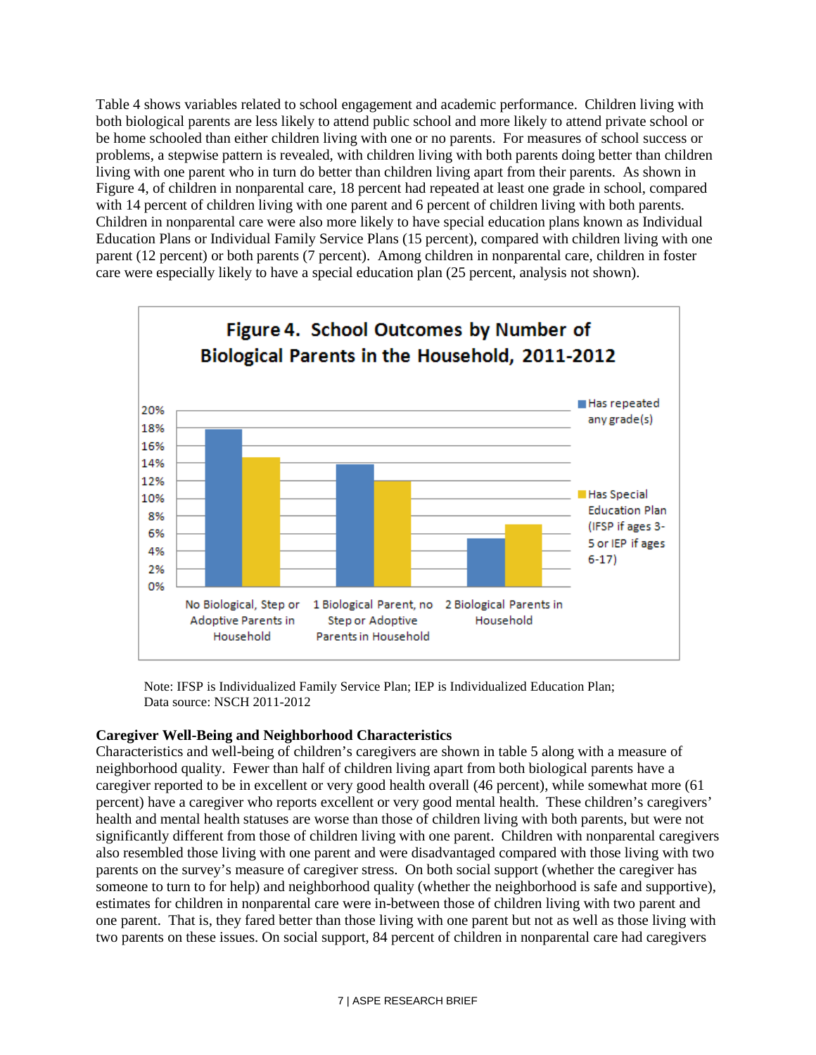Table 4 shows variables related to school engagement and academic performance. Children living with both biological parents are less likely to attend public school and more likely to attend private school or be home schooled than either children living with one or no parents. For measures of school success or problems, a stepwise pattern is revealed, with children living with both parents doing better than children living with one parent who in turn do better than children living apart from their parents. As shown in Figure 4, of children in nonparental care, 18 percent had repeated at least one grade in school, compared with 14 percent of children living with one parent and 6 percent of children living with both parents. Children in nonparental care were also more likely to have special education plans known as Individual Education Plans or Individual Family Service Plans (15 percent), compared with children living with one parent (12 percent) or both parents (7 percent). Among children in nonparental care, children in foster care were especially likely to have a special education plan (25 percent, analysis not shown).

**Figure 4. School Outcomes by Number of Biological Parents in the Household, 2011-2012**

Note: IFSP is Individualized Family Service Plan; IEP is Individualized Education Plan;
Data source: NSCH 2011-2012

**Caregiver Well-Being and Neighborhood Characteristics**

Characteristics and well-being of children's caregivers are shown in table 5 along with a measure of neighborhood quality. Fewer than half of children living apart from both biological parents have a caregiver reported to be in excellent or very good health overall (46 percent), while somewhat more (61 percent) have a caregiver who reports excellent or very good mental health. These children's caregivers' health and mental health statuses are worse than those of children living with both parents, but were not significantly different from those of children living with one parent. Children with nonparental caregivers also resembled those living with one parent and were disadvantaged compared with those living with two parents on the survey's measure of caregiver stress. On both social support (whether the caregiver has someone to turn to for help) and neighborhood quality (whether the neighborhood is safe and supportive), estimates for children in nonparental care were in-between those of children living with two parent and one parent. That is, they fared better than those living with one parent but not as well as those living with two parents on these issues. On social support, 84 percent of children in nonparental care had caregivers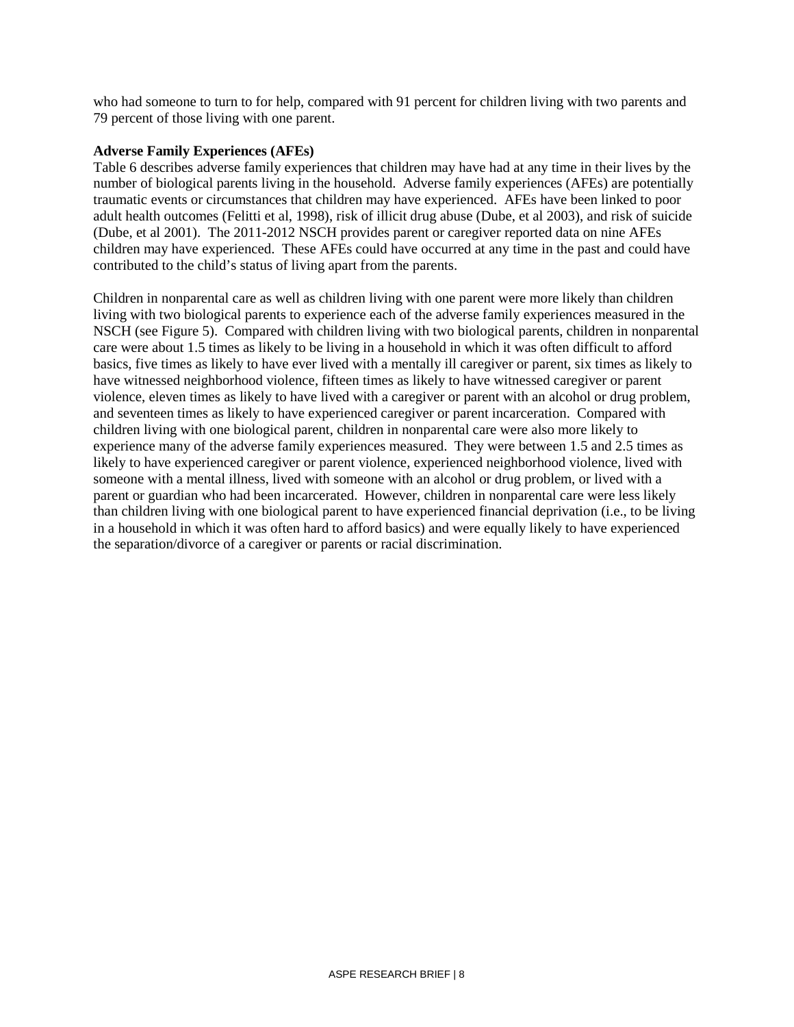who had someone to turn to for help, compared with 91 percent for children living with two parents and 79 percent of those living with one parent.

**Adverse Family Experiences (AFEs)**

Table 6 describes adverse family experiences that children may have had at any time in their lives by the number of biological parents living in the household. Adverse family experiences (AFEs) are potentially traumatic events or circumstances that children may have experienced. AFEs have been linked to poor adult health outcomes (Felitti et al, 1998), risk of illicit drug abuse (Dube, et al 2003), and risk of suicide (Dube, et al 2001). The 2011-2012 NSCH provides parent or caregiver reported data on nine AFEs children may have experienced. These AFEs could have occurred at any time in the past and could have contributed to the child's status of living apart from the parents.

Children in nonparental care as well as children living with one parent were more likely than children living with two biological parents to experience each of the adverse family experiences measured in the NSCH (see Figure 5). Compared with children living with two biological parents, children in nonparental care were about 1.5 times as likely to be living in a household in which it was often difficult to afford basics, five times as likely to have ever lived with a mentally ill caregiver or parent, six times as likely to have witnessed neighborhood violence, fifteen times as likely to have witnessed caregiver or parent violence, eleven times as likely to have lived with a caregiver or parent with an alcohol or drug problem, and seventeen times as likely to have experienced caregiver or parent incarceration. Compared with children living with one biological parent, children in nonparental care were also more likely to experience many of the adverse family experiences measured. They were between 1.5 and 2.5 times as likely to have experienced caregiver or parent violence, experienced neighborhood violence, lived with someone with a mental illness, lived with someone with an alcohol or drug problem, or lived with a parent or guardian who had been incarcerated. However, children in nonparental care were less likely than children living with one biological parent to have experienced financial deprivation (i.e., to be living in a household in which it was often hard to afford basics) and were equally likely to have experienced the separation/divorce of a caregiver or parents or racial discrimination.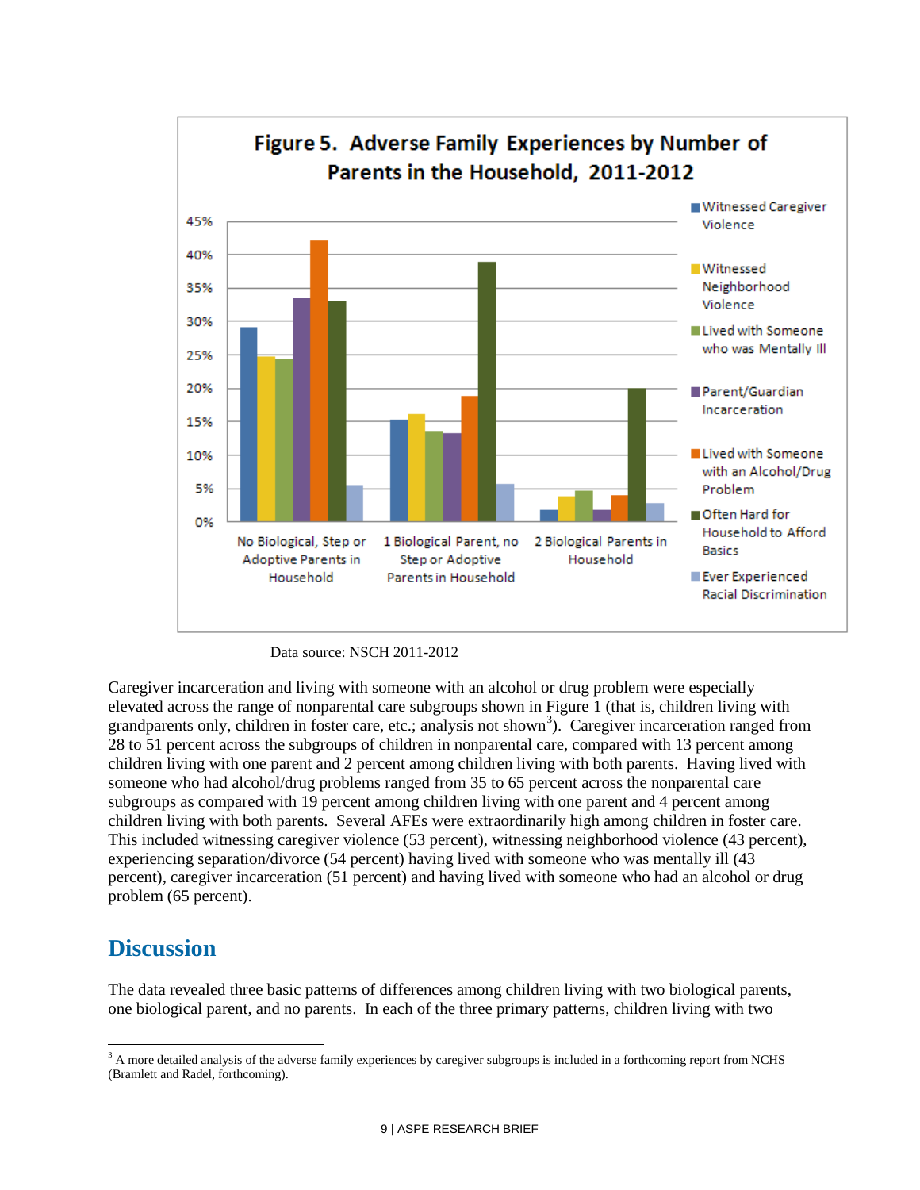**Figure 5. Adverse Family Experiences by Number of Parents in the Household, 2011-2012**

Data source: NSCH 2011-2012

Caregiver incarceration and living with someone with an alcohol or drug problem were especially elevated across the range of nonparental care subgroups shown in Figure 1 (that is, children living with grandparents only, children in foster care, etc.; analysis not shown[3]). Caregiver incarceration ranged from 28 to 51 percent across the subgroups of children in nonparental care, compared with 13 percent among children living with one parent and 2 percent among children living with both parents. Having lived with someone who had alcohol/drug problems ranged from 35 to 65 percent across the nonparental care subgroups as compared with 19 percent among children living with one parent and 4 percent among children living with both parents. Several AFEs were extraordinarily high among children in foster care. This included witnessing caregiver violence (53 percent), witnessing neighborhood violence (43 percent), experiencing separation/divorce (54 percent) having lived with someone who was mentally ill (43 percent), caregiver incarceration (51 percent) and having lived with someone who had an alcohol or drug problem (65 percent).

## Discussion

The data revealed three basic patterns of differences among children living with two biological parents, one biological parent, and no parents. In each of the three primary patterns, children living with two

[3] A more detailed analysis of the adverse family experiences by caregiver subgroups is included in a forthcoming report from NCHS (Bramlett and Radel, forthcoming).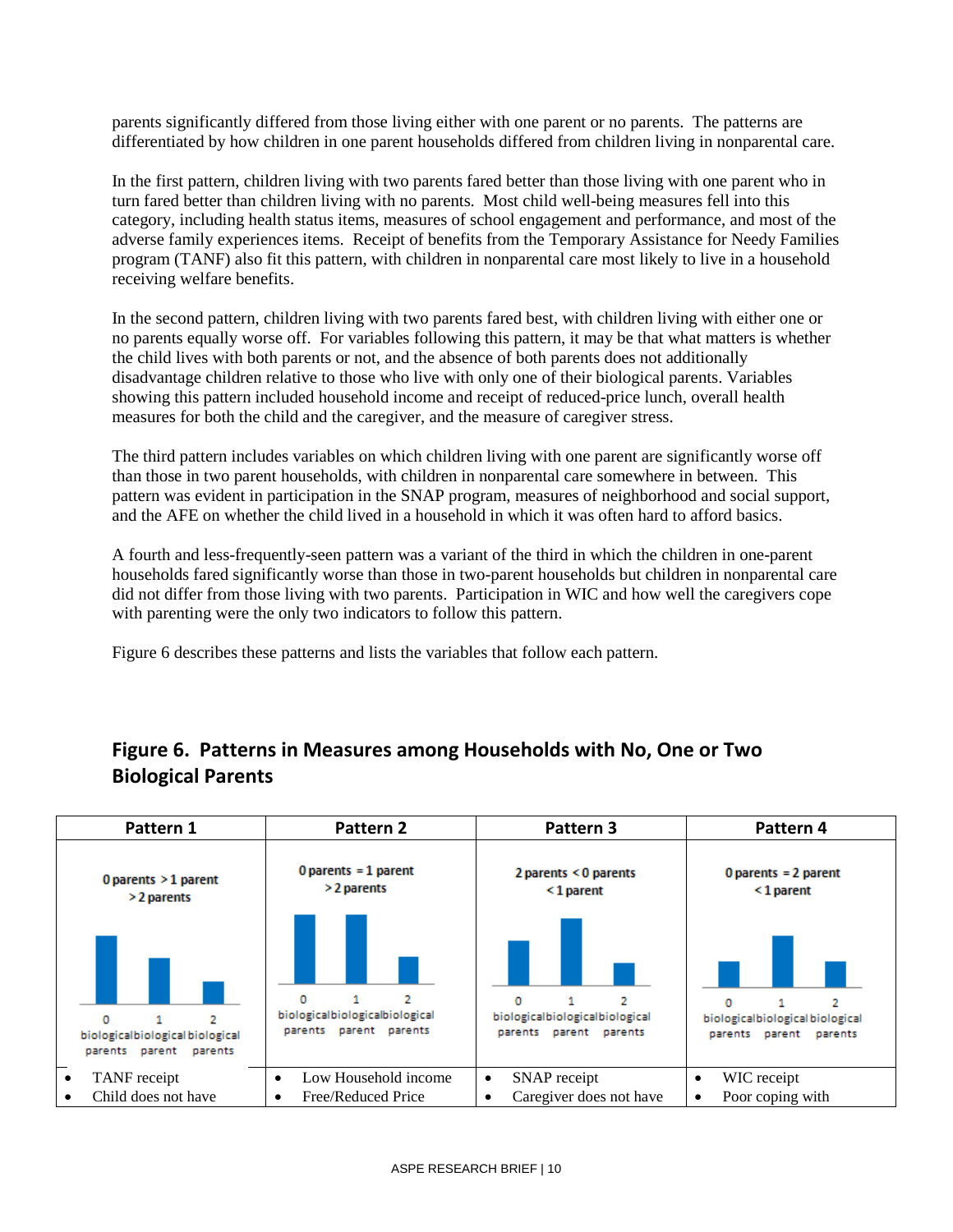parents significantly differed from those living either with one parent or no parents. The patterns are differentiated by how children in one parent households differed from children living in nonparental care.

In the first pattern, children living with two parents fared better than those living with one parent who in turn fared better than children living with no parents. Most child well-being measures fell into this category, including health status items, measures of school engagement and performance, and most of the adverse family experiences items. Receipt of benefits from the Temporary Assistance for Needy Families program (TANF) also fit this pattern, with children in nonparental care most likely to live in a household receiving welfare benefits.

In the second pattern, children living with two parents fared best, with children living with either one or no parents equally worse off. For variables following this pattern, it may be that what matters is whether the child lives with both parents or not, and the absence of both parents does not additionally disadvantage children relative to those who live with only one of their biological parents. Variables showing this pattern included household income and receipt of reduced-price lunch, overall health measures for both the child and the caregiver, and the measure of caregiver stress.

The third pattern includes variables on which children living with one parent are significantly worse off than those in two parent households, with children in nonparental care somewhere in between. This pattern was evident in participation in the SNAP program, measures of neighborhood and social support, and the AFE on whether the child lived in a household in which it was often hard to afford basics.

A fourth and less-frequently-seen pattern was a variant of the third in which the children in one-parent households fared significantly worse than those in two-parent households but children in nonparental care did not differ from those living with two parents. Participation in WIC and how well the caregivers cope with parenting were the only two indicators to follow this pattern.

Figure 6 describes these patterns and lists the variables that follow each pattern.

## Figure 6. Patterns in Measures among Households with No, One or Two Biological Parents

| Pattern 1 | Pattern 2 | Pattern 3 | Pattern 4 |
|---|---|---|---|
| 0 parents > 1 parent > 2 parents | 0 parents = 1 parent > 2 parents | 2 parents < 0 parents < 1 parent | 0 parents = 2 parent < 1 parent |
| • TANF receipt<br>• Child does not have | • Low Household income<br>• Free/Reduced Price | • SNAP receipt<br>• Caregiver does not have | • WIC receipt<br>• Poor coping with |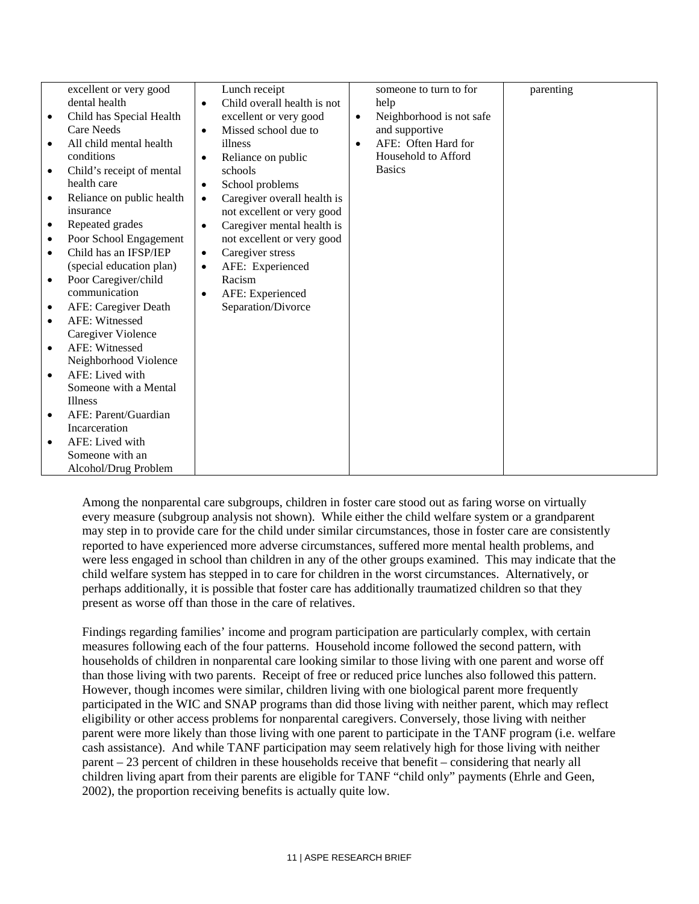| | | | |
|---|---|---|---|
| excellent or very good dental health<br>• Child has Special Health Care Needs<br>• All child mental health conditions<br>• Child's receipt of mental health care<br>• Reliance on public health insurance<br>• Repeated grades<br>• Poor School Engagement<br>• Child has an IFSP/IEP (special education plan)<br>• Poor Caregiver/child communication<br>• AFE: Caregiver Death<br>• AFE: Witnessed Caregiver Violence<br>• AFE: Witnessed Neighborhood Violence<br>• AFE: Lived with Someone with a Mental Illness<br>• AFE: Parent/Guardian Incarceration<br>• AFE: Lived with Someone with an Alcohol/Drug Problem | Lunch receipt<br>• Child overall health is not excellent or very good<br>• Missed school due to illness<br>• Reliance on public schools<br>• School problems<br>• Caregiver overall health is not excellent or very good<br>• Caregiver mental health is not excellent or very good<br>• Caregiver stress<br>• AFE: Experienced Racism<br>• AFE: Experienced Separation/Divorce | someone to turn to for help<br>• Neighborhood is not safe and supportive<br>• AFE: Often Hard for Household to Afford Basics | parenting |

Among the nonparental care subgroups, children in foster care stood out as faring worse on virtually every measure (subgroup analysis not shown). While either the child welfare system or a grandparent may step in to provide care for the child under similar circumstances, those in foster care are consistently reported to have experienced more adverse circumstances, suffered more mental health problems, and were less engaged in school than children in any of the other groups examined. This may indicate that the child welfare system has stepped in to care for children in the worst circumstances. Alternatively, or perhaps additionally, it is possible that foster care has additionally traumatized children so that they present as worse off than those in the care of relatives.

Findings regarding families' income and program participation are particularly complex, with certain measures following each of the four patterns. Household income followed the second pattern, with households of children in nonparental care looking similar to those living with one parent and worse off than those living with two parents. Receipt of free or reduced price lunches also followed this pattern. However, though incomes were similar, children living with one biological parent more frequently participated in the WIC and SNAP programs than did those living with neither parent, which may reflect eligibility or other access problems for nonparental caregivers. Conversely, those living with neither parent were more likely than those living with one parent to participate in the TANF program (i.e. welfare cash assistance). And while TANF participation may seem relatively high for those living with neither parent – 23 percent of children in these households receive that benefit – considering that nearly all children living apart from their parents are eligible for TANF "child only" payments (Ehrle and Geen, 2002), the proportion receiving benefits is actually quite low.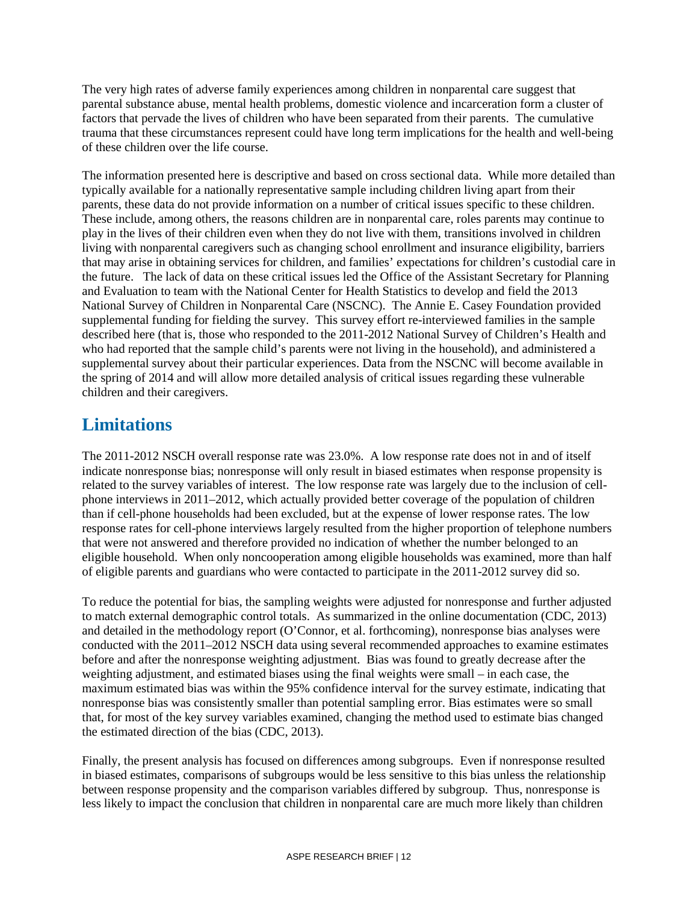The very high rates of adverse family experiences among children in nonparental care suggest that parental substance abuse, mental health problems, domestic violence and incarceration form a cluster of factors that pervade the lives of children who have been separated from their parents. The cumulative trauma that these circumstances represent could have long term implications for the health and well-being of these children over the life course.

The information presented here is descriptive and based on cross sectional data. While more detailed than typically available for a nationally representative sample including children living apart from their parents, these data do not provide information on a number of critical issues specific to these children. These include, among others, the reasons children are in nonparental care, roles parents may continue to play in the lives of their children even when they do not live with them, transitions involved in children living with nonparental caregivers such as changing school enrollment and insurance eligibility, barriers that may arise in obtaining services for children, and families' expectations for children's custodial care in the future. The lack of data on these critical issues led the Office of the Assistant Secretary for Planning and Evaluation to team with the National Center for Health Statistics to develop and field the 2013 National Survey of Children in Nonparental Care (NSCNC). The Annie E. Casey Foundation provided supplemental funding for fielding the survey. This survey effort re-interviewed families in the sample described here (that is, those who responded to the 2011-2012 National Survey of Children's Health and who had reported that the sample child's parents were not living in the household), and administered a supplemental survey about their particular experiences. Data from the NSCNC will become available in the spring of 2014 and will allow more detailed analysis of critical issues regarding these vulnerable children and their caregivers.

## Limitations

The 2011-2012 NSCH overall response rate was 23.0%. A low response rate does not in and of itself indicate nonresponse bias; nonresponse will only result in biased estimates when response propensity is related to the survey variables of interest. The low response rate was largely due to the inclusion of cell-phone interviews in 2011–2012, which actually provided better coverage of the population of children than if cell-phone households had been excluded, but at the expense of lower response rates. The low response rates for cell-phone interviews largely resulted from the higher proportion of telephone numbers that were not answered and therefore provided no indication of whether the number belonged to an eligible household. When only noncooperation among eligible households was examined, more than half of eligible parents and guardians who were contacted to participate in the 2011-2012 survey did so.

To reduce the potential for bias, the sampling weights were adjusted for nonresponse and further adjusted to match external demographic control totals. As summarized in the online documentation (CDC, 2013) and detailed in the methodology report (O'Connor, et al. forthcoming), nonresponse bias analyses were conducted with the 2011–2012 NSCH data using several recommended approaches to examine estimates before and after the nonresponse weighting adjustment. Bias was found to greatly decrease after the weighting adjustment, and estimated biases using the final weights were small – in each case, the maximum estimated bias was within the 95% confidence interval for the survey estimate, indicating that nonresponse bias was consistently smaller than potential sampling error. Bias estimates were so small that, for most of the key survey variables examined, changing the method used to estimate bias changed the estimated direction of the bias (CDC, 2013).

Finally, the present analysis has focused on differences among subgroups. Even if nonresponse resulted in biased estimates, comparisons of subgroups would be less sensitive to this bias unless the relationship between response propensity and the comparison variables differed by subgroup. Thus, nonresponse is less likely to impact the conclusion that children in nonparental care are much more likely than children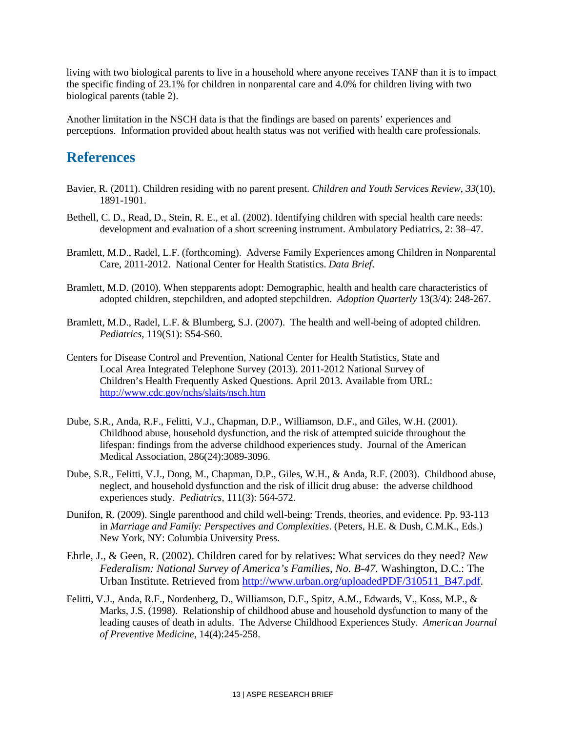living with two biological parents to live in a household where anyone receives TANF than it is to impact the specific finding of 23.1% for children in nonparental care and 4.0% for children living with two biological parents (table 2).

Another limitation in the NSCH data is that the findings are based on parents' experiences and perceptions. Information provided about health status was not verified with health care professionals.

## References

Bavier, R. (2011). Children residing with no parent present. *Children and Youth Services Review*, *33*(10), 1891-1901.

Bethell, C. D., Read, D., Stein, R. E., et al. (2002). Identifying children with special health care needs: development and evaluation of a short screening instrument. Ambulatory Pediatrics, 2: 38–47.

Bramlett, M.D., Radel, L.F. (forthcoming). Adverse Family Experiences among Children in Nonparental Care, 2011-2012. National Center for Health Statistics. *Data Brief*.

Bramlett, M.D. (2010). When stepparents adopt: Demographic, health and health care characteristics of adopted children, stepchildren, and adopted stepchildren. *Adoption Quarterly* 13(3/4): 248-267.

Bramlett, M.D., Radel, L.F. & Blumberg, S.J. (2007). The health and well-being of adopted children. *Pediatrics*, 119(S1): S54-S60.

Centers for Disease Control and Prevention, National Center for Health Statistics, State and Local Area Integrated Telephone Survey (2013). 2011-2012 National Survey of Children's Health Frequently Asked Questions. April 2013. Available from URL: http://www.cdc.gov/nchs/slaits/nsch.htm

Dube, S.R., Anda, R.F., Felitti, V.J., Chapman, D.P., Williamson, D.F., and Giles, W.H. (2001). Childhood abuse, household dysfunction, and the risk of attempted suicide throughout the lifespan: findings from the adverse childhood experiences study. Journal of the American Medical Association, 286(24):3089-3096.

Dube, S.R., Felitti, V.J., Dong, M., Chapman, D.P., Giles, W.H., & Anda, R.F. (2003). Childhood abuse, neglect, and household dysfunction and the risk of illicit drug abuse: the adverse childhood experiences study. *Pediatrics,* 111(3): 564-572.

Dunifon, R. (2009). Single parenthood and child well-being: Trends, theories, and evidence. Pp. 93-113 in *Marriage and Family: Perspectives and Complexities*. (Peters, H.E. & Dush, C.M.K., Eds.) New York, NY: Columbia University Press.

Ehrle, J., & Geen, R. (2002). Children cared for by relatives: What services do they need? *New Federalism: National Survey of America's Families, No. B-47.* Washington, D.C.: The Urban Institute. Retrieved from http://www.urban.org/uploadedPDF/310511_B47.pdf.

Felitti, V.J., Anda, R.F., Nordenberg, D., Williamson, D.F., Spitz, A.M., Edwards, V., Koss, M.P., & Marks, J.S. (1998). Relationship of childhood abuse and household dysfunction to many of the leading causes of death in adults. The Adverse Childhood Experiences Study. *American Journal of Preventive Medicine*, 14(4):245-258.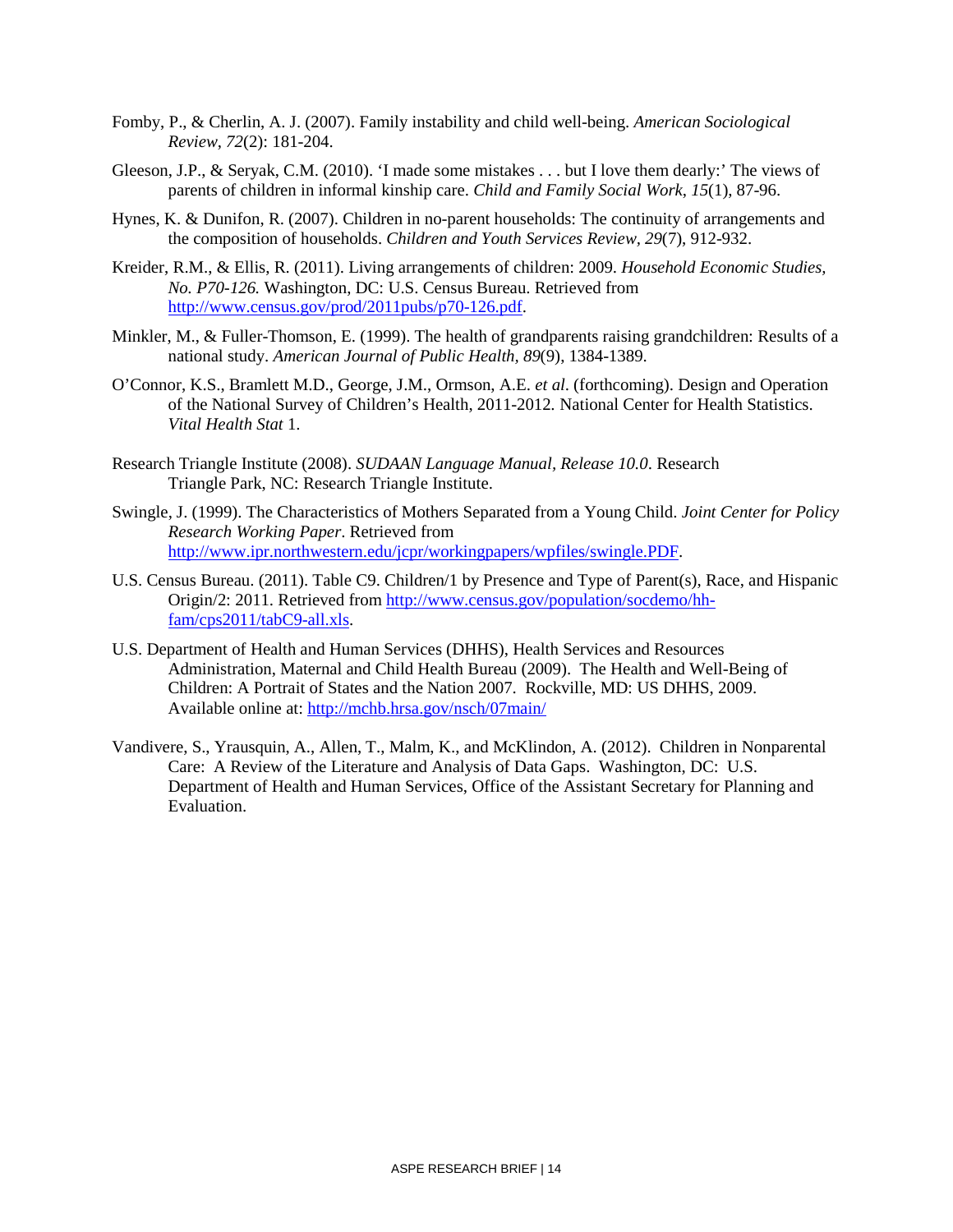Fomby, P., & Cherlin, A. J. (2007). Family instability and child well-being. *American Sociological Review, 72*(2): 181-204.

Gleeson, J.P., & Seryak, C.M. (2010). 'I made some mistakes . . . but I love them dearly:' The views of parents of children in informal kinship care. *Child and Family Social Work, 15*(1), 87-96.

Hynes, K. & Dunifon, R. (2007). Children in no-parent households: The continuity of arrangements and the composition of households. *Children and Youth Services Review, 29*(7), 912-932.

Kreider, R.M., & Ellis, R. (2011). Living arrangements of children: 2009. *Household Economic Studies, No. P70-126.* Washington, DC: U.S. Census Bureau. Retrieved from http://www.census.gov/prod/2011pubs/p70-126.pdf.

Minkler, M., & Fuller-Thomson, E. (1999). The health of grandparents raising grandchildren: Results of a national study. *American Journal of Public Health, 89*(9), 1384-1389.

O'Connor, K.S., Bramlett M.D., George, J.M., Ormson, A.E. *et al*. (forthcoming). Design and Operation of the National Survey of Children's Health, 2011-2012. National Center for Health Statistics. *Vital Health Stat* 1.

Research Triangle Institute (2008). *SUDAAN Language Manual, Release 10.0*. Research Triangle Park, NC: Research Triangle Institute.

Swingle, J. (1999). The Characteristics of Mothers Separated from a Young Child. *Joint Center for Policy Research Working Paper*. Retrieved from http://www.ipr.northwestern.edu/jcpr/workingpapers/wpfiles/swingle.PDF.

U.S. Census Bureau. (2011). Table C9. Children/1 by Presence and Type of Parent(s), Race, and Hispanic Origin/2: 2011. Retrieved from http://www.census.gov/population/socdemo/hh-fam/cps2011/tabC9-all.xls.

U.S. Department of Health and Human Services (DHHS), Health Services and Resources Administration, Maternal and Child Health Bureau (2009). The Health and Well-Being of Children: A Portrait of States and the Nation 2007. Rockville, MD: US DHHS, 2009. Available online at: http://mchb.hrsa.gov/nsch/07main/

Vandivere, S., Yrausquin, A., Allen, T., Malm, K., and McKlindon, A. (2012). Children in Nonparental Care: A Review of the Literature and Analysis of Data Gaps. Washington, DC: U.S. Department of Health and Human Services, Office of the Assistant Secretary for Planning and Evaluation.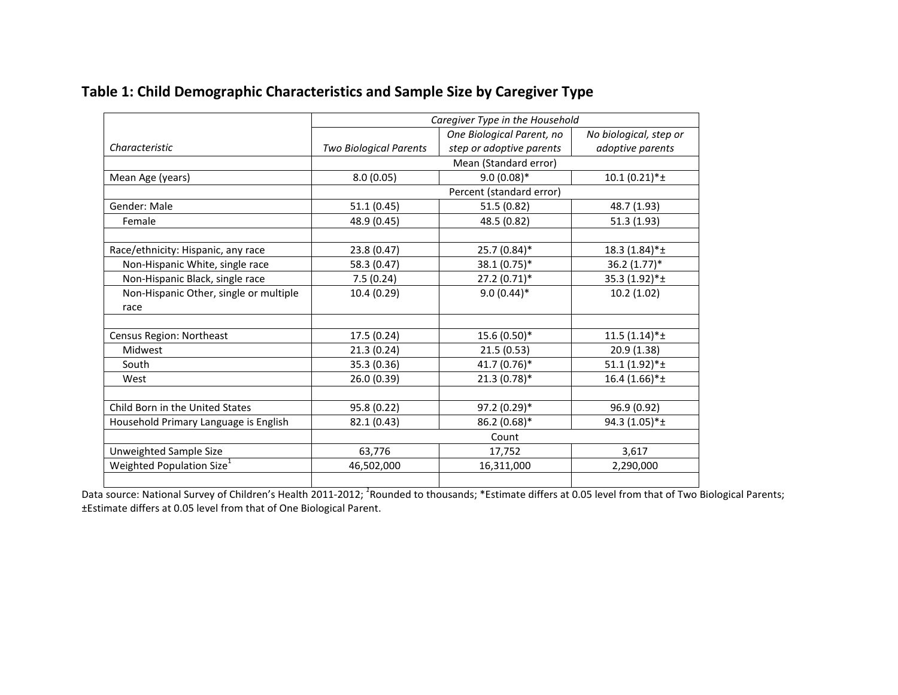## Table 1: Child Demographic Characteristics and Sample Size by Caregiver Type

| *Characteristic* | *Caregiver Type in the Household* | | |
|---|---|---|---|
| | *Two Biological Parents* | *One Biological Parent, no step or adoptive parents* | *No biological, step or adoptive parents* |
| | Mean (Standard error) | | |
| Mean Age (years) | 8.0 (0.05) | 9.0 (0.08)* | 10.1 (0.21)*± |
| | Percent (standard error) | | |
| Gender: Male | 51.1 (0.45) | 51.5 (0.82) | 48.7 (1.93) |
| Female | 48.9 (0.45) | 48.5 (0.82) | 51.3 (1.93) |
| | | | |
| Race/ethnicity: Hispanic, any race | 23.8 (0.47) | 25.7 (0.84)* | 18.3 (1.84)*± |
| Non-Hispanic White, single race | 58.3 (0.47) | 38.1 (0.75)* | 36.2 (1.77)* |
| Non-Hispanic Black, single race | 7.5 (0.24) | 27.2 (0.71)* | 35.3 (1.92)*± |
| Non-Hispanic Other, single or multiple race | 10.4 (0.29) | 9.0 (0.44)* | 10.2 (1.02) |
| | | | |
| Census Region: Northeast | 17.5 (0.24) | 15.6 (0.50)* | 11.5 (1.14)*± |
| Midwest | 21.3 (0.24) | 21.5 (0.53) | 20.9 (1.38) |
| South | 35.3 (0.36) | 41.7 (0.76)* | 51.1 (1.92)*± |
| West | 26.0 (0.39) | 21.3 (0.78)* | 16.4 (1.66)*± |
| | | | |
| Child Born in the United States | 95.8 (0.22) | 97.2 (0.29)* | 96.9 (0.92) |
| Household Primary Language is English | 82.1 (0.43) | 86.2 (0.68)* | 94.3 (1.05)*± |
| | Count | | |
| Unweighted Sample Size | 63,776 | 17,752 | 3,617 |
| Weighted Population Size[1] | 46,502,000 | 16,311,000 | 2,290,000 |
| | | | |

Data source: National Survey of Children's Health 2011-2012; [1]Rounded to thousands; *Estimate differs at 0.05 level from that of Two Biological Parents; ±Estimate differs at 0.05 level from that of One Biological Parent.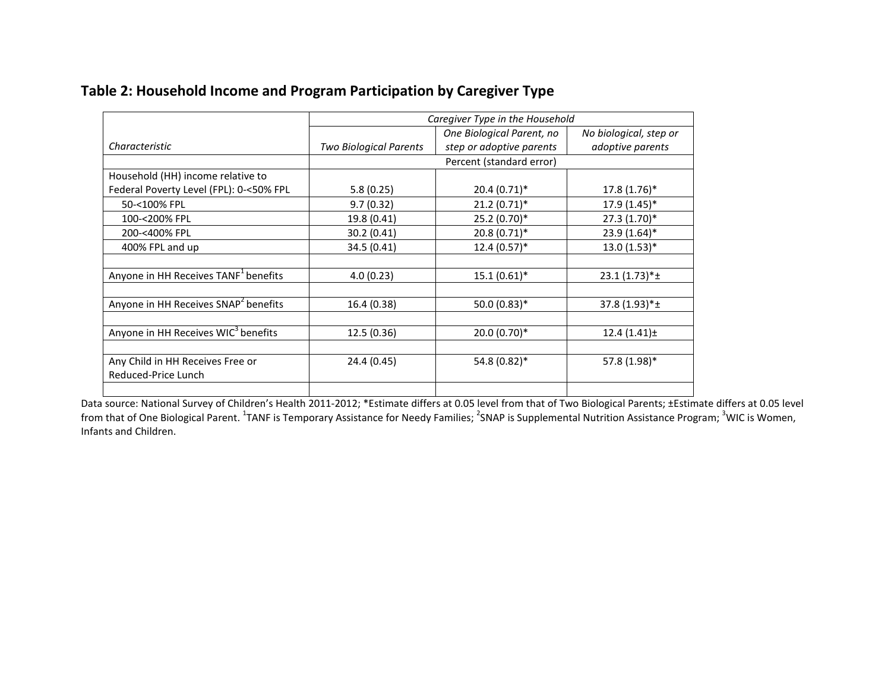## Table 2: Household Income and Program Participation by Caregiver Type

| Characteristic | *Caregiver Type in the Household* | | |
|---|---|---|---|
| | *Two Biological Parents* | *One Biological Parent, no step or adoptive parents* | *No biological, step or adoptive parents* |
| | Percent (standard error) | | |
| Household (HH) income relative to Federal Poverty Level (FPL): 0-<50% FPL | 5.8 (0.25) | 20.4 (0.71)* | 17.8 (1.76)* |
| 50-<100% FPL | 9.7 (0.32) | 21.2 (0.71)* | 17.9 (1.45)* |
| 100-<200% FPL | 19.8 (0.41) | 25.2 (0.70)* | 27.3 (1.70)* |
| 200-<400% FPL | 30.2 (0.41) | 20.8 (0.71)* | 23.9 (1.64)* |
| 400% FPL and up | 34.5 (0.41) | 12.4 (0.57)* | 13.0 (1.53)* |
| | | | |
| Anyone in HH Receives TANF[1] benefits | 4.0 (0.23) | 15.1 (0.61)* | 23.1 (1.73)*± |
| | | | |
| Anyone in HH Receives SNAP[2] benefits | 16.4 (0.38) | 50.0 (0.83)* | 37.8 (1.93)*± |
| | | | |
| Anyone in HH Receives WIC[3] benefits | 12.5 (0.36) | 20.0 (0.70)* | 12.4 (1.41)± |
| | | | |
| Any Child in HH Receives Free or Reduced-Price Lunch | 24.4 (0.45) | 54.8 (0.82)* | 57.8 (1.98)* |
| | | | |

Data source: National Survey of Children's Health 2011-2012; *Estimate differs at 0.05 level from that of Two Biological Parents; ±Estimate differs at 0.05 level from that of One Biological Parent. [1]TANF is Temporary Assistance for Needy Families; [2]SNAP is Supplemental Nutrition Assistance Program; [3]WIC is Women, Infants and Children.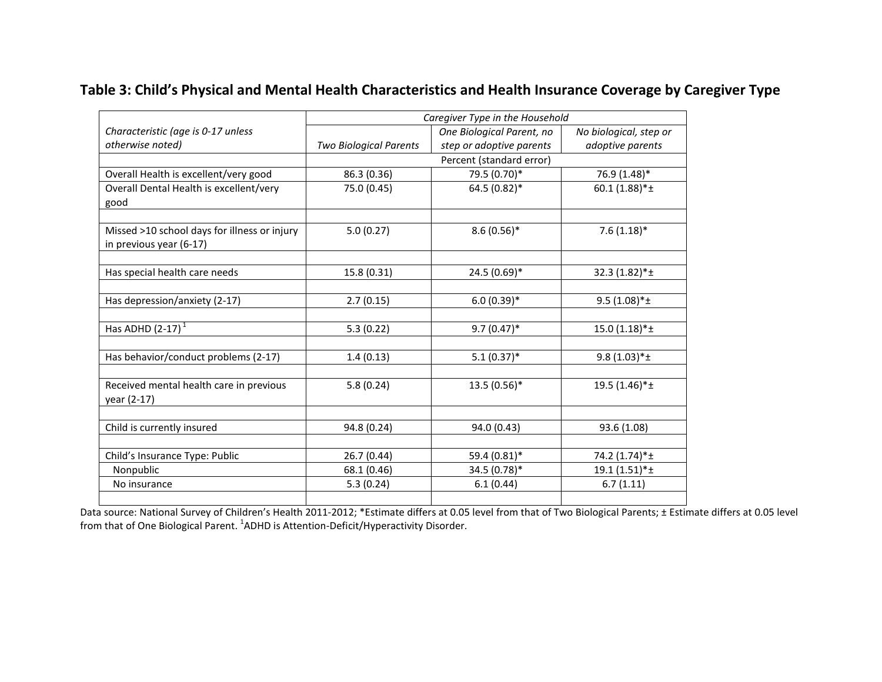## Table 3: Child's Physical and Mental Health Characteristics and Health Insurance Coverage by Caregiver Type

| *Characteristic (age is 0-17 unless otherwise noted)* | *Caregiver Type in the Household* | | |
|---|---|---|---|
| | *Two Biological Parents* | *One Biological Parent, no step or adoptive parents* | *No biological, step or adoptive parents* |
| | Percent (standard error) | | |
| Overall Health is excellent/very good | 86.3 (0.36) | 79.5 (0.70)* | 76.9 (1.48)* |
| Overall Dental Health is excellent/very good | 75.0 (0.45) | 64.5 (0.82)* | 60.1 (1.88)*± |
| | | | |
| Missed >10 school days for illness or injury in previous year (6-17) | 5.0 (0.27) | 8.6 (0.56)* | 7.6 (1.18)* |
| | | | |
| Has special health care needs | 15.8 (0.31) | 24.5 (0.69)* | 32.3 (1.82)*± |
| | | | |
| Has depression/anxiety (2-17) | 2.7 (0.15) | 6.0 (0.39)* | 9.5 (1.08)*± |
| | | | |
| Has ADHD (2-17) [1] | 5.3 (0.22) | 9.7 (0.47)* | 15.0 (1.18)*± |
| | | | |
| Has behavior/conduct problems (2-17) | 1.4 (0.13) | 5.1 (0.37)* | 9.8 (1.03)*± |
| | | | |
| Received mental health care in previous year (2-17) | 5.8 (0.24) | 13.5 (0.56)* | 19.5 (1.46)*± |
| | | | |
| Child is currently insured | 94.8 (0.24) | 94.0 (0.43) | 93.6 (1.08) |
| | | | |
| Child's Insurance Type: Public | 26.7 (0.44) | 59.4 (0.81)* | 74.2 (1.74)*± |
| Nonpublic | 68.1 (0.46) | 34.5 (0.78)* | 19.1 (1.51)*± |
| No insurance | 5.3 (0.24) | 6.1 (0.44) | 6.7 (1.11) |
| | | | |

Data source: National Survey of Children's Health 2011-2012; *Estimate differs at 0.05 level from that of Two Biological Parents; ± Estimate differs at 0.05 level from that of One Biological Parent. [1]ADHD is Attention-Deficit/Hyperactivity Disorder.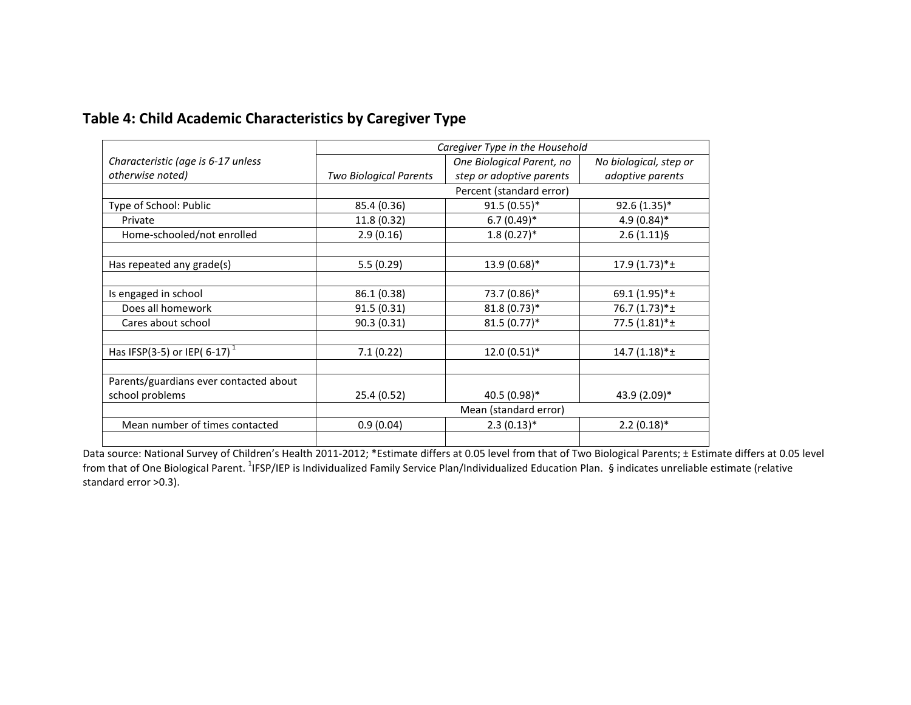## Table 4: Child Academic Characteristics by Caregiver Type

| *Characteristic (age is 6-17 unless otherwise noted)* | *Caregiver Type in the Household* | | |
|---|---|---|---|
| | *Two Biological Parents* | *One Biological Parent, no step or adoptive parents* | *No biological, step or adoptive parents* |
| | Percent (standard error) | | |
| Type of School: Public | 85.4 (0.36) | 91.5 (0.55)* | 92.6 (1.35)* |
| Private | 11.8 (0.32) | 6.7 (0.49)* | 4.9 (0.84)* |
| Home-schooled/not enrolled | 2.9 (0.16) | 1.8 (0.27)* | 2.6 (1.11)§ |
| | | | |
| Has repeated any grade(s) | 5.5 (0.29) | 13.9 (0.68)* | 17.9 (1.73)*± |
| | | | |
| Is engaged in school | 86.1 (0.38) | 73.7 (0.86)* | 69.1 (1.95)*± |
| Does all homework | 91.5 (0.31) | 81.8 (0.73)* | 76.7 (1.73)*± |
| Cares about school | 90.3 (0.31) | 81.5 (0.77)* | 77.5 (1.81)*± |
| | | | |
| Has IFSP(3-5) or IEP( 6-17) [1] | 7.1 (0.22) | 12.0 (0.51)* | 14.7 (1.18)*± |
| | | | |
| Parents/guardians ever contacted about school problems | 25.4 (0.52) | 40.5 (0.98)* | 43.9 (2.09)* |
| | Mean (standard error) | | |
| Mean number of times contacted | 0.9 (0.04) | 2.3 (0.13)* | 2.2 (0.18)* |

Data source: National Survey of Children's Health 2011-2012; *Estimate differs at 0.05 level from that of Two Biological Parents; ± Estimate differs at 0.05 level from that of One Biological Parent. [1]IFSP/IEP is Individualized Family Service Plan/Individualized Education Plan. § indicates unreliable estimate (relative standard error >0.3).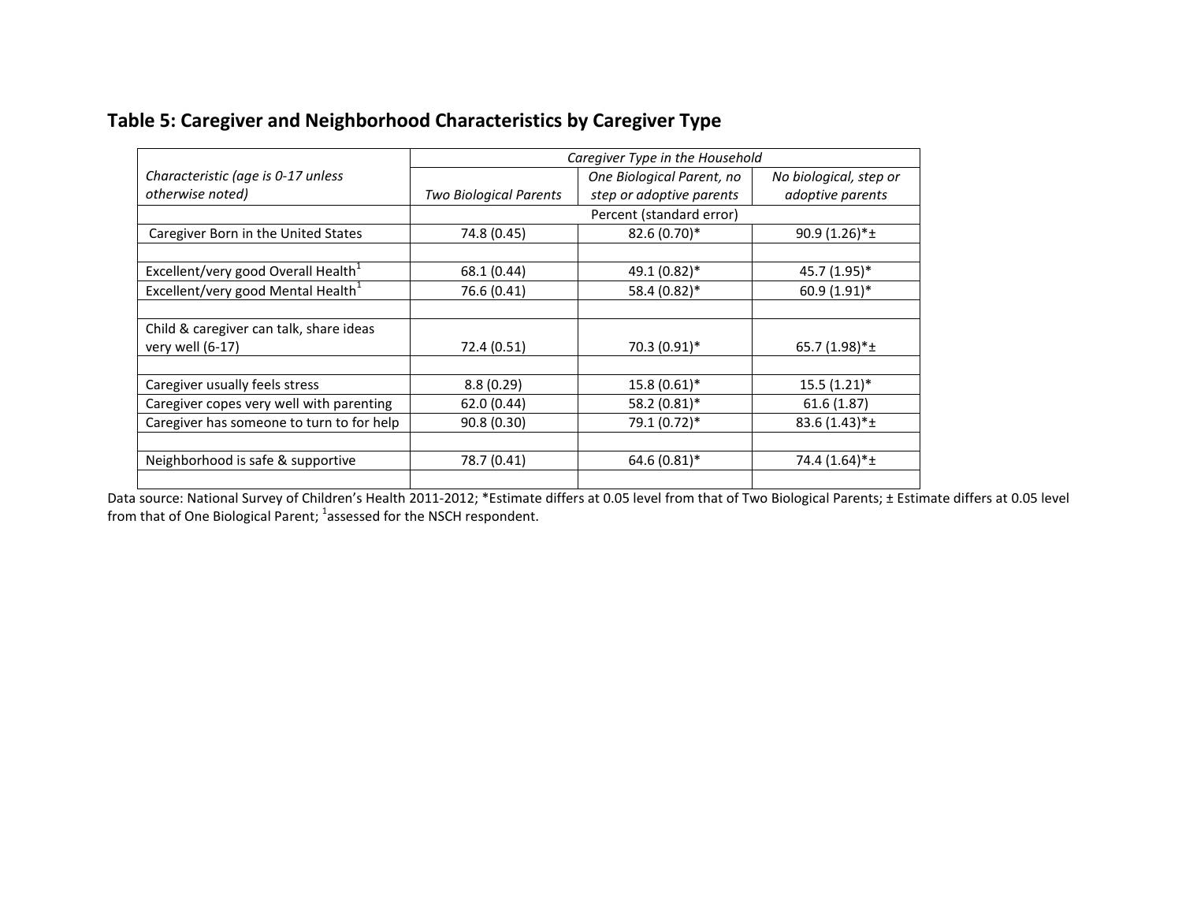## Table 5: Caregiver and Neighborhood Characteristics by Caregiver Type

| *Characteristic (age is 0-17 unless otherwise noted)* | *Caregiver Type in the Household* | | |
|---|---|---|---|
| | *Two Biological Parents* | *One Biological Parent, no step or adoptive parents* | *No biological, step or adoptive parents* |
| | Percent (standard error) | | |
| Caregiver Born in the United States | 74.8 (0.45) | 82.6 (0.70)* | 90.9 (1.26)*± |
| | | | |
| Excellent/very good Overall Health[1] | 68.1 (0.44) | 49.1 (0.82)* | 45.7 (1.95)* |
| Excellent/very good Mental Health[1] | 76.6 (0.41) | 58.4 (0.82)* | 60.9 (1.91)* |
| | | | |
| Child & caregiver can talk, share ideas very well (6-17) | 72.4 (0.51) | 70.3 (0.91)* | 65.7 (1.98)*± |
| | | | |
| Caregiver usually feels stress | 8.8 (0.29) | 15.8 (0.61)* | 15.5 (1.21)* |
| Caregiver copes very well with parenting | 62.0 (0.44) | 58.2 (0.81)* | 61.6 (1.87) |
| Caregiver has someone to turn to for help | 90.8 (0.30) | 79.1 (0.72)* | 83.6 (1.43)*± |
| | | | |
| Neighborhood is safe & supportive | 78.7 (0.41) | 64.6 (0.81)* | 74.4 (1.64)*± |
| | | | |

Data source: National Survey of Children's Health 2011-2012; *Estimate differs at 0.05 level from that of Two Biological Parents; ± Estimate differs at 0.05 level from that of One Biological Parent; [1]assessed for the NSCH respondent.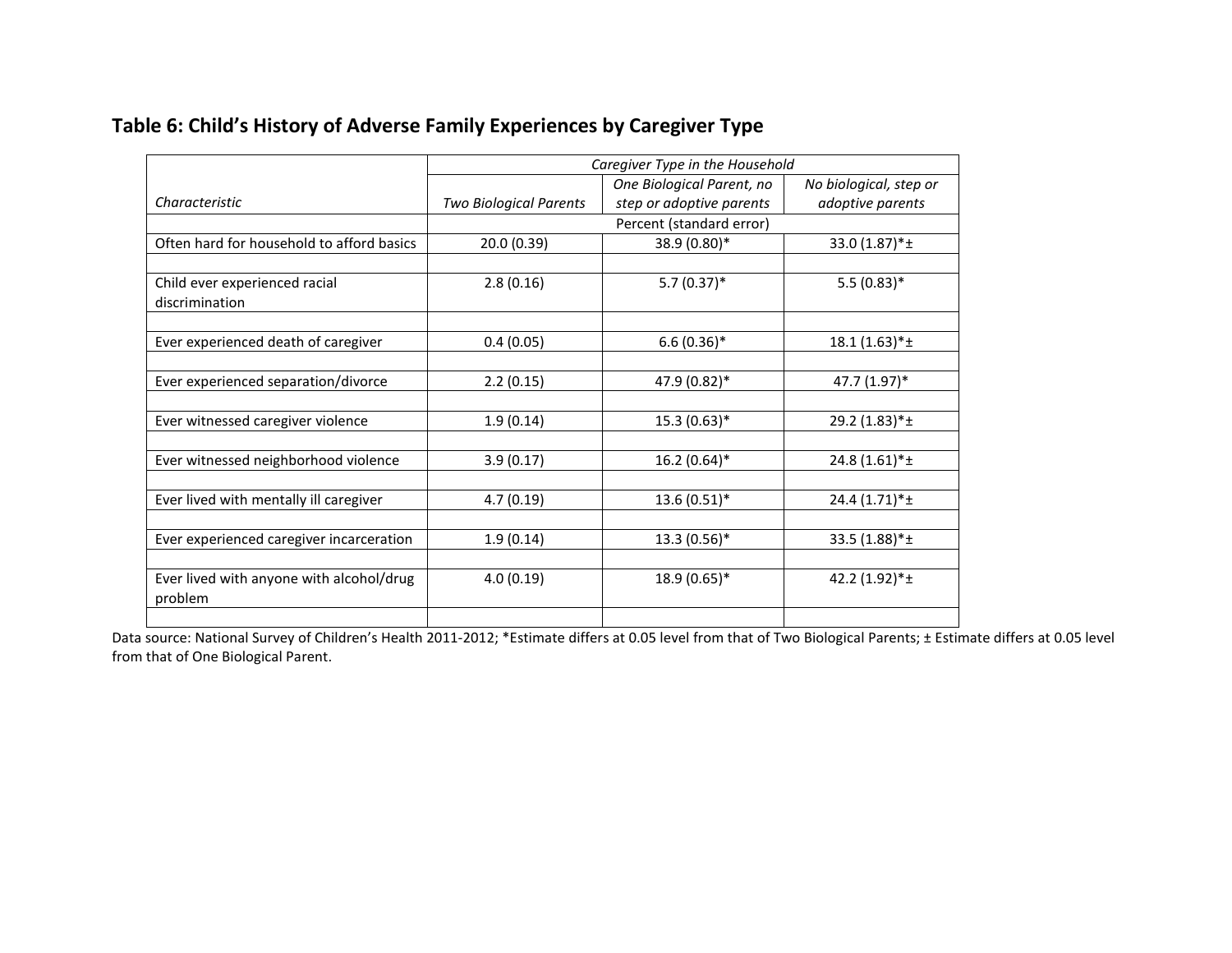## Table 6: Child's History of Adverse Family Experiences by Caregiver Type

| | *Caregiver Type in the Household* | | |
|---|---|---|---|
| *Characteristic* | *Two Biological Parents* | *One Biological Parent, no step or adoptive parents* | *No biological, step or adoptive parents* |
| | Percent (standard error) | | |
| Often hard for household to afford basics | 20.0 (0.39) | 38.9 (0.80)* | 33.0 (1.87)*± |
| | | | |
| Child ever experienced racial discrimination | 2.8 (0.16) | 5.7 (0.37)* | 5.5 (0.83)* |
| | | | |
| Ever experienced death of caregiver | 0.4 (0.05) | 6.6 (0.36)* | 18.1 (1.63)*± |
| | | | |
| Ever experienced separation/divorce | 2.2 (0.15) | 47.9 (0.82)* | 47.7 (1.97)* |
| | | | |
| Ever witnessed caregiver violence | 1.9 (0.14) | 15.3 (0.63)* | 29.2 (1.83)*± |
| | | | |
| Ever witnessed neighborhood violence | 3.9 (0.17) | 16.2 (0.64)* | 24.8 (1.61)*± |
| | | | |
| Ever lived with mentally ill caregiver | 4.7 (0.19) | 13.6 (0.51)* | 24.4 (1.71)*± |
| | | | |
| Ever experienced caregiver incarceration | 1.9 (0.14) | 13.3 (0.56)* | 33.5 (1.88)*± |
| | | | |
| Ever lived with anyone with alcohol/drug problem | 4.0 (0.19) | 18.9 (0.65)* | 42.2 (1.92)*± |
| | | | |

Data source: National Survey of Children's Health 2011-2012; *Estimate differs at 0.05 level from that of Two Biological Parents; ± Estimate differs at 0.05 level from that of One Biological Parent.